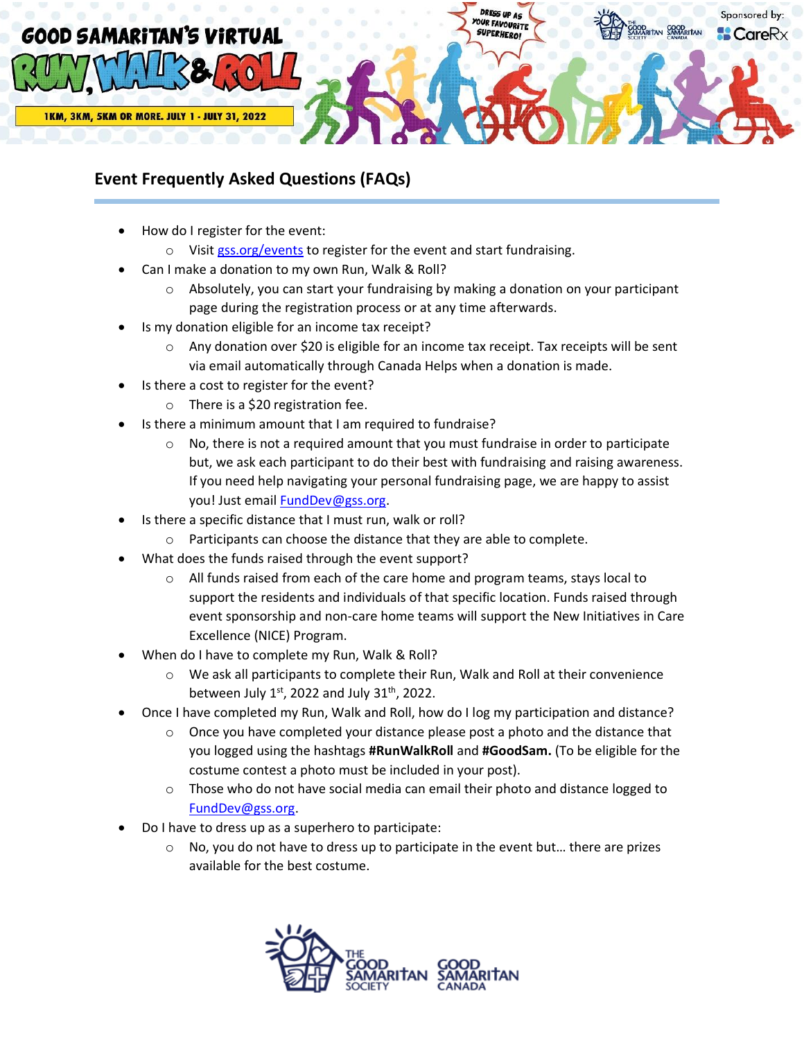# GOOD SAMARITAN'S VIRTUAL RUN, WALK & ROLL

1KM, 3KM, 5KM OR MORE. JULY 1 - JULY 31, 2022

DRESS UP AS YOUR FAVOURITE SUPERHERO!

Sponsored by: CareRx

## Event Frequently Asked Questions (FAQs)

- How do I register for the event:
  - Visit gss.org/events to register for the event and start fundraising.
- Can I make a donation to my own Run, Walk & Roll?
  - Absolutely, you can start your fundraising by making a donation on your participant page during the registration process or at any time afterwards.
- Is my donation eligible for an income tax receipt?
  - Any donation over $20 is eligible for an income tax receipt. Tax receipts will be sent via email automatically through Canada Helps when a donation is made.
- Is there a cost to register for the event?
  - There is a $20 registration fee.
- Is there a minimum amount that I am required to fundraise?
  - No, there is not a required amount that you must fundraise in order to participate but, we ask each participant to do their best with fundraising and raising awareness. If you need help navigating your personal fundraising page, we are happy to assist you! Just email FundDev@gss.org.
- Is there a specific distance that I must run, walk or roll?
  - Participants can choose the distance that they are able to complete.
- What does the funds raised through the event support?
  - All funds raised from each of the care home and program teams, stays local to support the residents and individuals of that specific location. Funds raised through event sponsorship and non-care home teams will support the New Initiatives in Care Excellence (NICE) Program.
- When do I have to complete my Run, Walk & Roll?
  - We ask all participants to complete their Run, Walk and Roll at their convenience between July 1st, 2022 and July 31th, 2022.
- Once I have completed my Run, Walk and Roll, how do I log my participation and distance?
  - Once you have completed your distance please post a photo and the distance that you logged using the hashtags **#RunWalkRoll** and **#GoodSam.** (To be eligible for the costume contest a photo must be included in your post).
  - Those who do not have social media can email their photo and distance logged to FundDev@gss.org.
- Do I have to dress up as a superhero to participate:
  - No, you do not have to dress up to participate in the event but… there are prizes available for the best costume.

THE GOOD SAMARITAN SOCIETY | GOOD SAMARITAN CANADA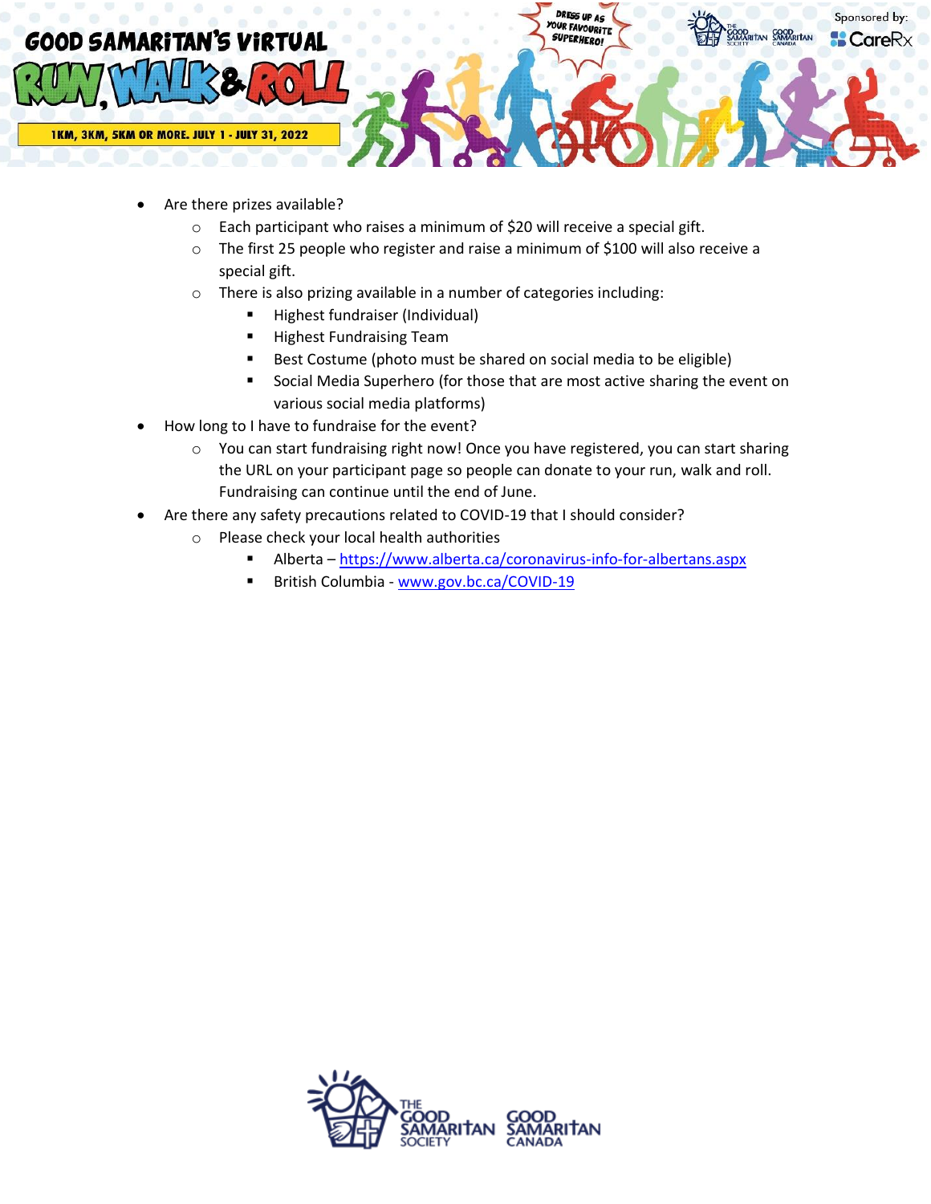- Are there prizes available?
  - Each participant who raises a minimum of $20 will receive a special gift.
  - The first 25 people who register and raise a minimum of $100 will also receive a special gift.
  - There is also prizing available in a number of categories including:
    - Highest fundraiser (Individual)
    - Highest Fundraising Team
    - Best Costume (photo must be shared on social media to be eligible)
    - Social Media Superhero (for those that are most active sharing the event on various social media platforms)
- How long to I have to fundraise for the event?
  - You can start fundraising right now! Once you have registered, you can start sharing the URL on your participant page so people can donate to your run, walk and roll. Fundraising can continue until the end of June.
- Are there any safety precautions related to COVID-19 that I should consider?
  - Please check your local health authorities
    - Alberta – https://www.alberta.ca/coronavirus-info-for-albertans.aspx
    - British Columbia - www.gov.bc.ca/COVID-19